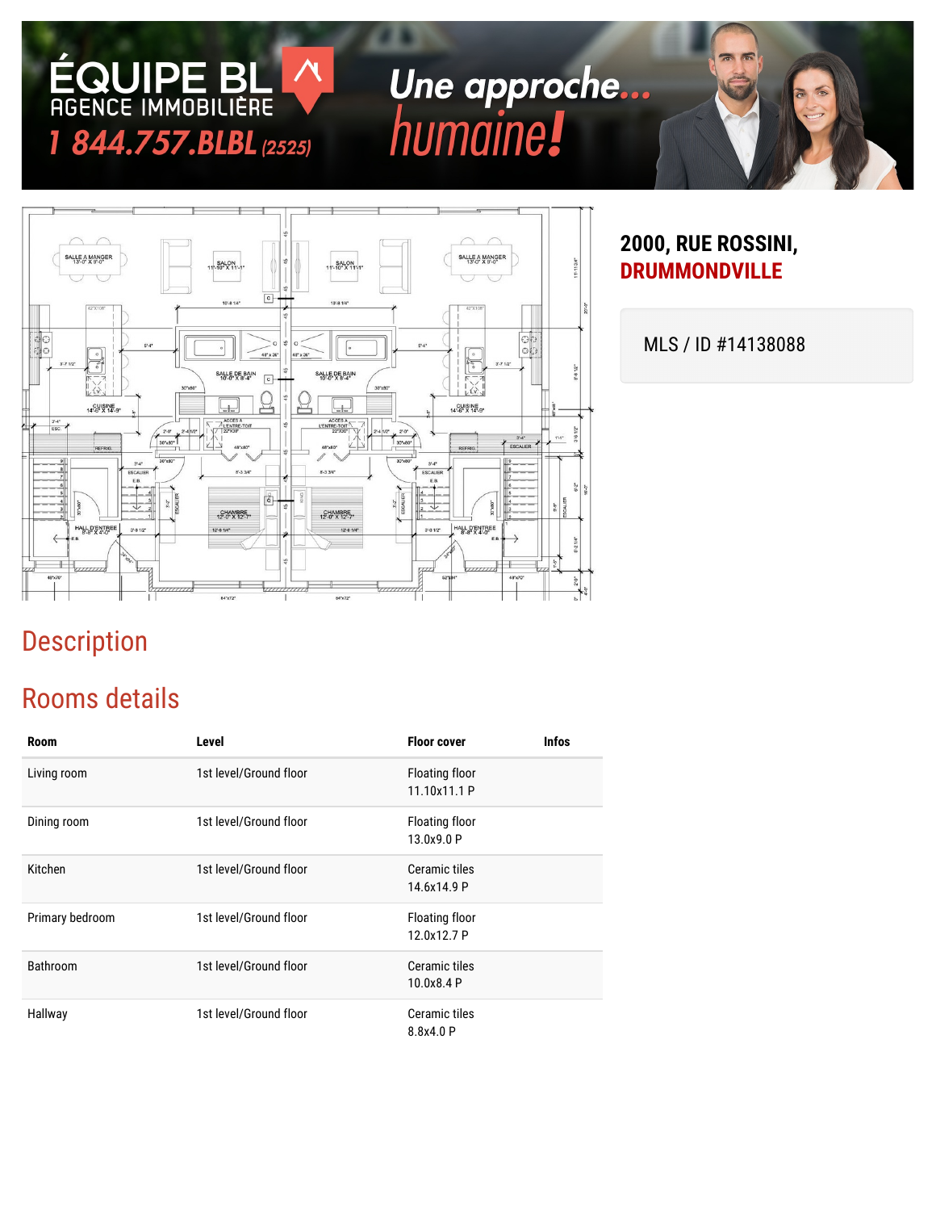ÉQUIPE BL
AGENCE IMMOBILIÈRE
1 844.757.BLBL (2525)

*Une approche... humaine!*

# 2000, RUE ROSSINI, DRUMMONDVILLE

MLS / ID #14138088

## Description

## Rooms details

| Room | Level | Floor cover | Infos |
|---|---|---|---|
| Living room | 1st level/Ground floor | Floating floor<br>11.10x11.1 P | |
| Dining room | 1st level/Ground floor | Floating floor<br>13.0x9.0 P | |
| Kitchen | 1st level/Ground floor | Ceramic tiles<br>14.6x14.9 P | |
| Primary bedroom | 1st level/Ground floor | Floating floor<br>12.0x12.7 P | |
| Bathroom | 1st level/Ground floor | Ceramic tiles<br>10.0x8.4 P | |
| Hallway | 1st level/Ground floor | Ceramic tiles<br>8.8x4.0 P | |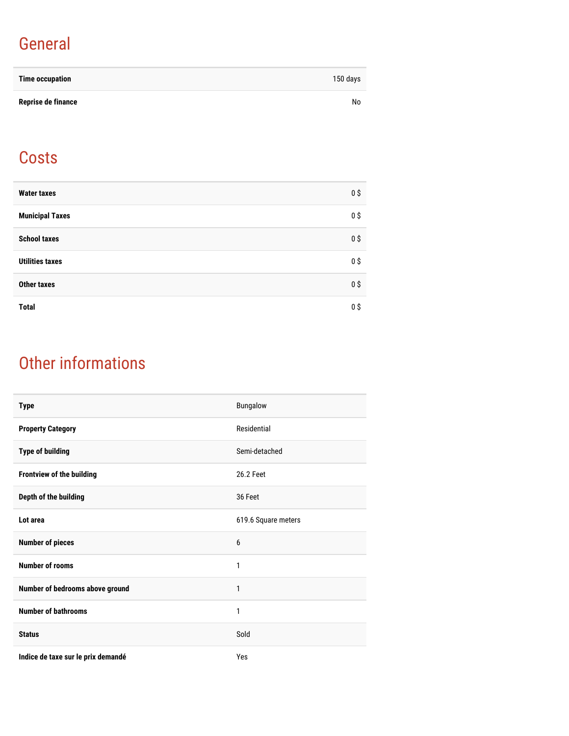## General

| | |
|---|---|
| **Time occupation** | 150 days |
| **Reprise de finance** | No |

## Costs

| | |
|---|---|
| **Water taxes** | 0 $ |
| **Municipal Taxes** | 0 $ |
| **School taxes** | 0 $ |
| **Utilities taxes** | 0 $ |
| **Other taxes** | 0 $ |
| **Total** | 0 $ |

## Other informations

| | |
|---|---|
| **Type** | Bungalow |
| **Property Category** | Residential |
| **Type of building** | Semi-detached |
| **Frontview of the building** | 26.2 Feet |
| **Depth of the building** | 36 Feet |
| **Lot area** | 619.6 Square meters |
| **Number of pieces** | 6 |
| **Number of rooms** | 1 |
| **Number of bedrooms above ground** | 1 |
| **Number of bathrooms** | 1 |
| **Status** | Sold |
| **Indice de taxe sur le prix demandé** | Yes |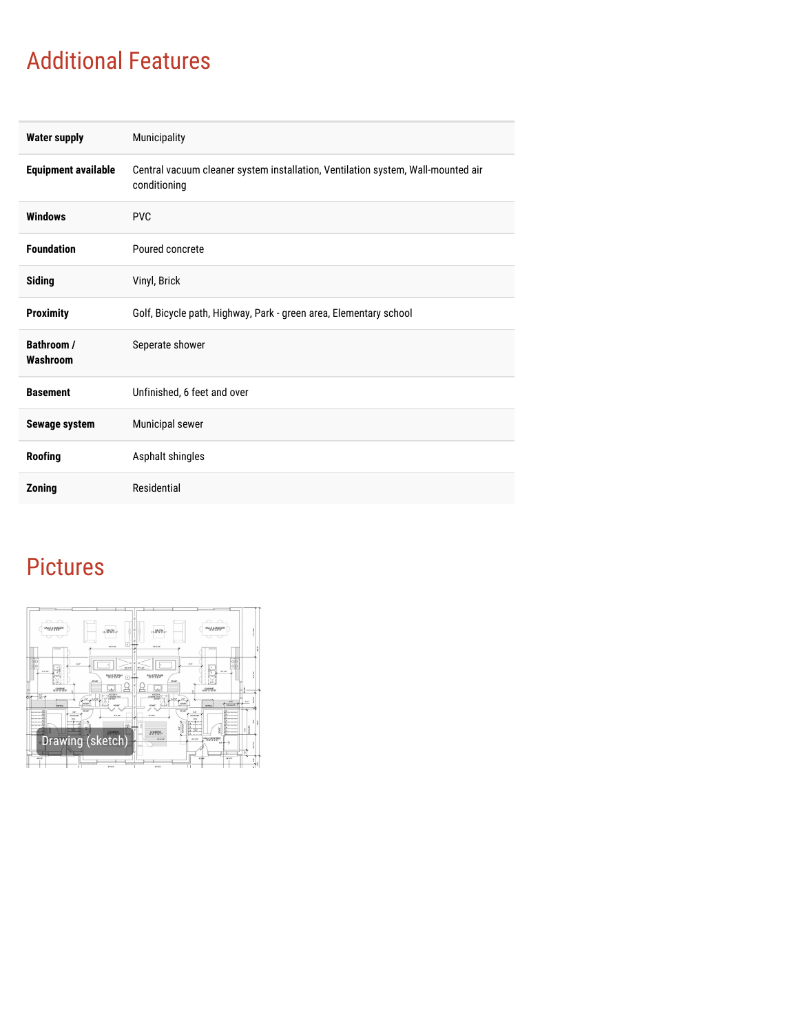## Additional Features

| | |
|---|---|
| **Water supply** | Municipality |
| **Equipment available** | Central vacuum cleaner system installation, Ventilation system, Wall-mounted air conditioning |
| **Windows** | PVC |
| **Foundation** | Poured concrete |
| **Siding** | Vinyl, Brick |
| **Proximity** | Golf, Bicycle path, Highway, Park - green area, Elementary school |
| **Bathroom / Washroom** | Seperate shower |
| **Basement** | Unfinished, 6 feet and over |
| **Sewage system** | Municipal sewer |
| **Roofing** | Asphalt shingles |
| **Zoning** | Residential |

## Pictures

Drawing (sketch)